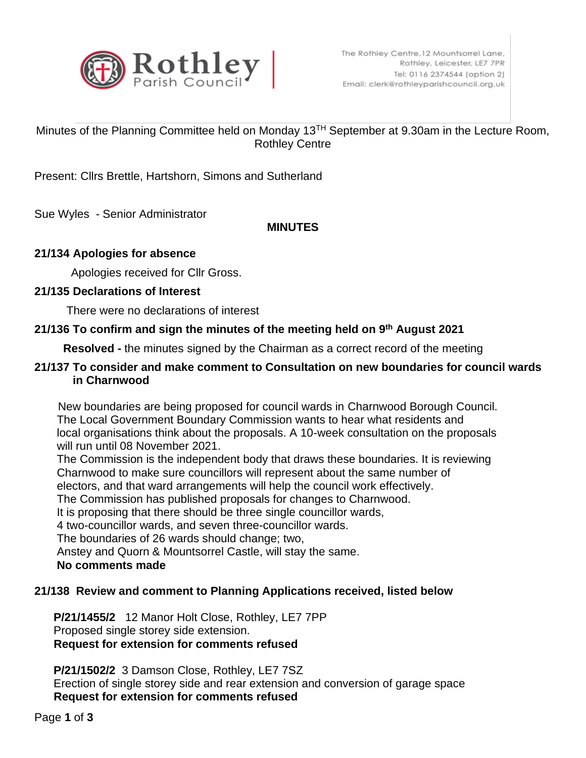Rothley Parish Council

The Rothley Centre, 12 Mountsorrel Lane,
Rothley, Leicester, LE7 7PR
Tel: 0116 2374544 (option 2)
Email: clerk@rothleyparishcouncil.org.uk

Minutes of the Planning Committee held on Monday 13TH September at 9.30am in the Lecture Room, Rothley Centre

Present: Cllrs Brettle, Hartshorn, Simons and Sutherland

Sue Wyles - Senior Administrator

**MINUTES**

**21/134 Apologies for absence**

Apologies received for Cllr Gross.

**21/135 Declarations of Interest**

There were no declarations of interest

**21/136 To confirm and sign the minutes of the meeting held on 9th August 2021**

**Resolved -** the minutes signed by the Chairman as a correct record of the meeting

**21/137 To consider and make comment to Consultation on new boundaries for council wards in Charnwood**

New boundaries are being proposed for council wards in Charnwood Borough Council. The Local Government Boundary Commission wants to hear what residents and local organisations think about the proposals. A 10-week consultation on the proposals will run until 08 November 2021.
The Commission is the independent body that draws these boundaries. It is reviewing Charnwood to make sure councillors will represent about the same number of electors, and that ward arrangements will help the council work effectively.
The Commission has published proposals for changes to Charnwood.
It is proposing that there should be three single councillor wards,
4 two-councillor wards, and seven three-councillor wards.
The boundaries of 26 wards should change; two,
Anstey and Quorn & Mountsorrel Castle, will stay the same.
**No comments made**

**21/138 Review and comment to Planning Applications received, listed below**

**P/21/1455/2** 12 Manor Holt Close, Rothley, LE7 7PP
Proposed single storey side extension.
**Request for extension for comments refused**

**P/21/1502/2** 3 Damson Close, Rothley, LE7 7SZ
Erection of single storey side and rear extension and conversion of garage space
**Request for extension for comments refused**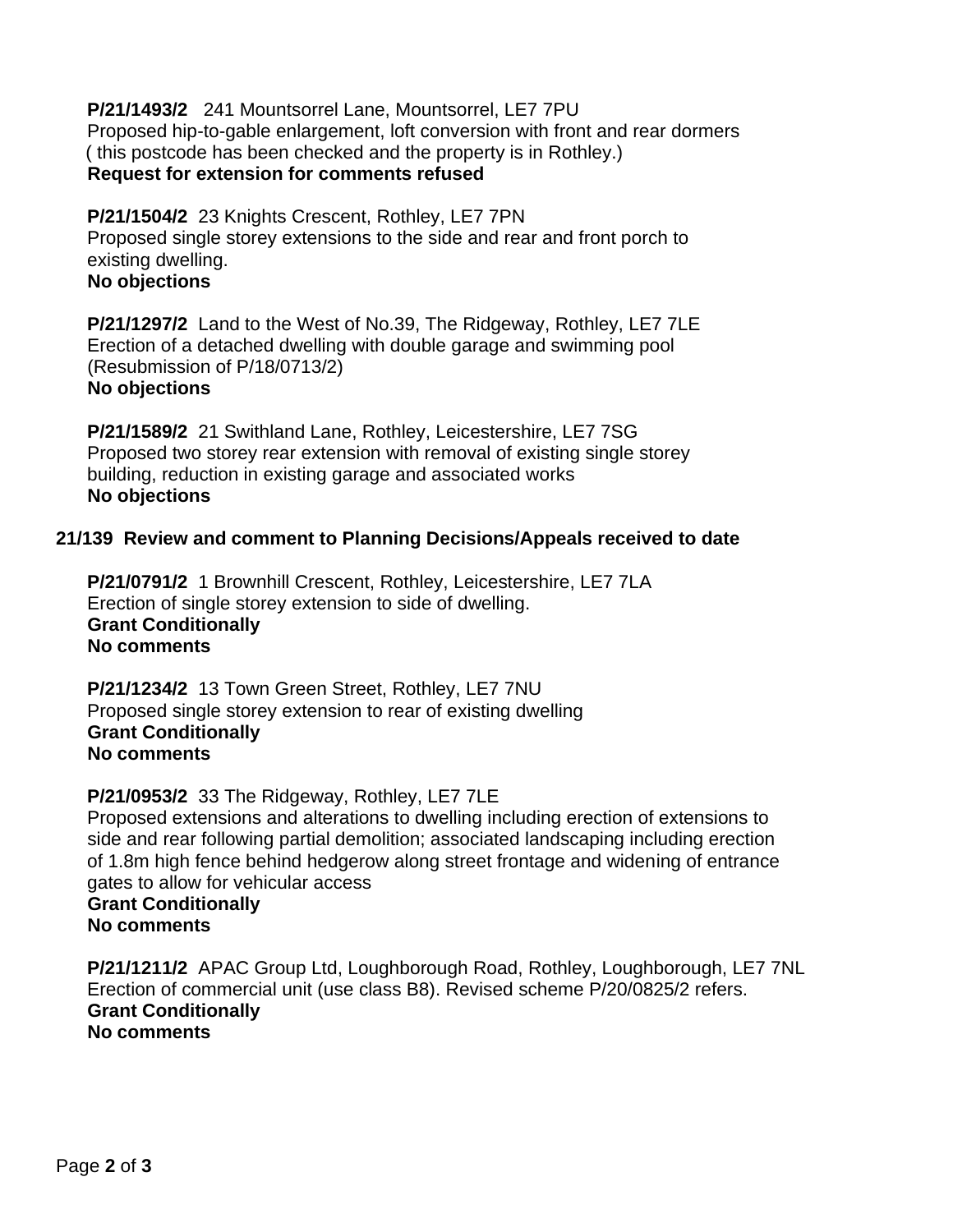**P/21/1493/2** 241 Mountsorrel Lane, Mountsorrel, LE7 7PU
Proposed hip-to-gable enlargement, loft conversion with front and rear dormers
( this postcode has been checked and the property is in Rothley.)
**Request for extension for comments refused**

**P/21/1504/2** 23 Knights Crescent, Rothley, LE7 7PN
Proposed single storey extensions to the side and rear and front porch to existing dwelling.
**No objections**

**P/21/1297/2** Land to the West of No.39, The Ridgeway, Rothley, LE7 7LE
Erection of a detached dwelling with double garage and swimming pool (Resubmission of P/18/0713/2)
**No objections**

**P/21/1589/2** 21 Swithland Lane, Rothley, Leicestershire, LE7 7SG
Proposed two storey rear extension with removal of existing single storey building, reduction in existing garage and associated works
**No objections**

**21/139 Review and comment to Planning Decisions/Appeals received to date**

**P/21/0791/2** 1 Brownhill Crescent, Rothley, Leicestershire, LE7 7LA
Erection of single storey extension to side of dwelling.
**Grant Conditionally**
**No comments**

**P/21/1234/2** 13 Town Green Street, Rothley, LE7 7NU
Proposed single storey extension to rear of existing dwelling
**Grant Conditionally**
**No comments**

**P/21/0953/2** 33 The Ridgeway, Rothley, LE7 7LE
Proposed extensions and alterations to dwelling including erection of extensions to side and rear following partial demolition; associated landscaping including erection of 1.8m high fence behind hedgerow along street frontage and widening of entrance gates to allow for vehicular access
**Grant Conditionally**
**No comments**

**P/21/1211/2** APAC Group Ltd, Loughborough Road, Rothley, Loughborough, LE7 7NL
Erection of commercial unit (use class B8). Revised scheme P/20/0825/2 refers.
**Grant Conditionally**
**No comments**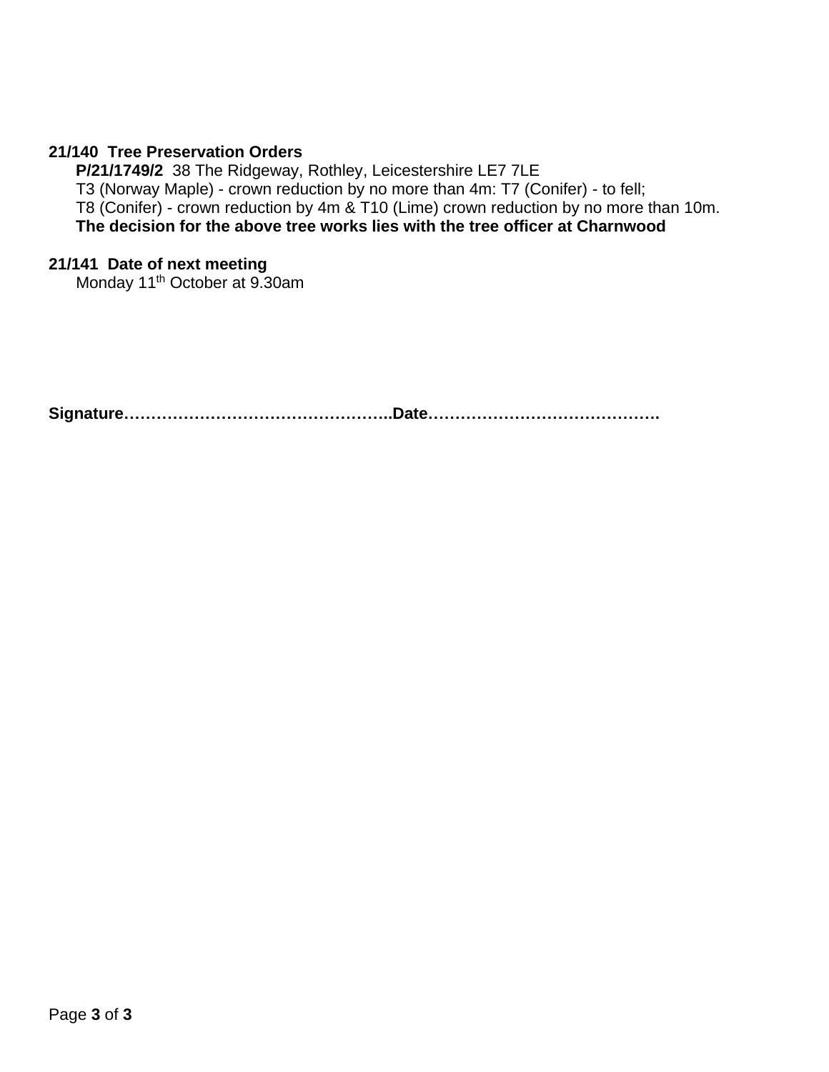**21/140 Tree Preservation Orders**

**P/21/1749/2** 38 The Ridgeway, Rothley, Leicestershire LE7 7LE
T3 (Norway Maple) - crown reduction by no more than 4m: T7 (Conifer) - to fell;
T8 (Conifer) - crown reduction by 4m & T10 (Lime) crown reduction by no more than 10m.
**The decision for the above tree works lies with the tree officer at Charnwood**

**21/141 Date of next meeting**

Monday 11th October at 9.30am

**Signature…………………………………………..Date…………………………………….**